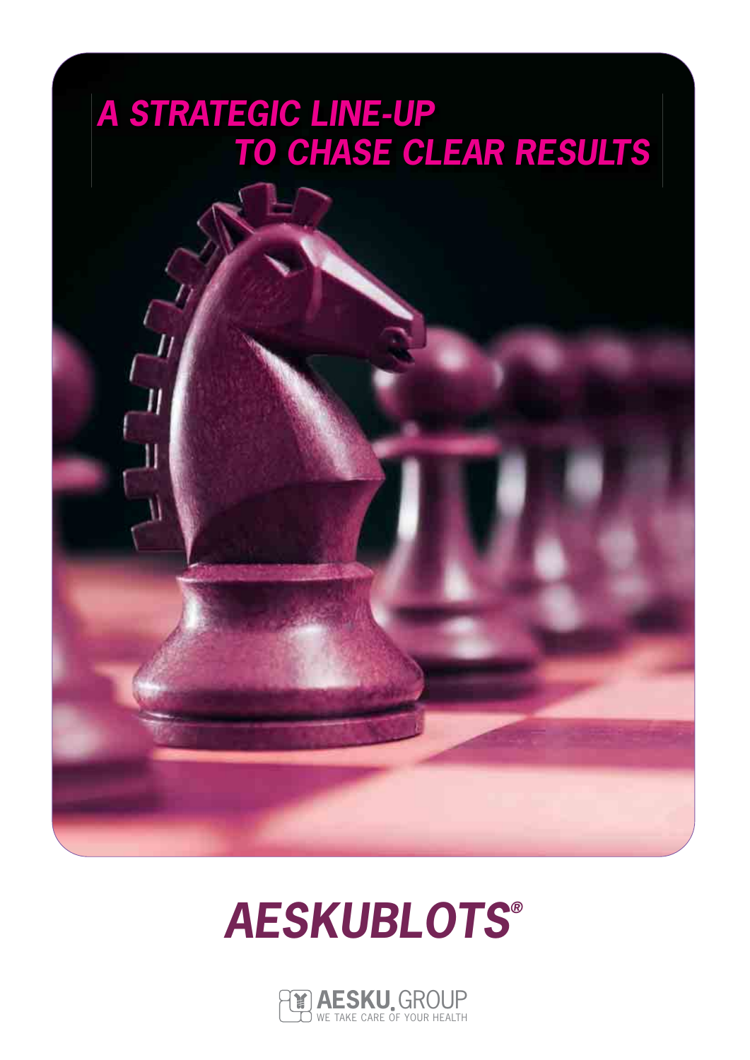# A STRATEGIC LINE-UP TO CHASE CLEAR RESULTS

# AESKUBLOTS®

AESKU.GROUP
WE TAKE CARE OF YOUR HEALTH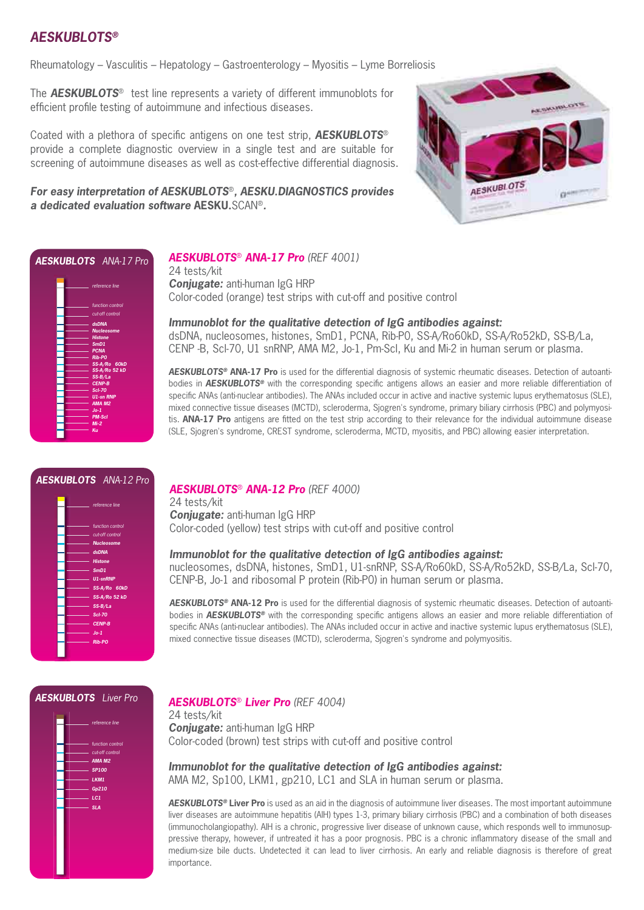# AESKUBLOTS®

Rheumatology – Vasculitis – Hepatology – Gastroenterology – Myositis – Lyme Borreliosis

The **AESKUBLOTS**® test line represents a variety of different immunoblots for efficient profile testing of autoimmune and infectious diseases.

Coated with a plethora of specific antigens on one test strip, **AESKUBLOTS**® provide a complete diagnostic overview in a single test and are suitable for screening of autoimmune diseases as well as cost-effective differential diagnosis.

***For easy interpretation of AESKUBLOTS®, AESKU.DIAGNOSTICS provides a dedicated evaluation software AESKU.SCAN®.***

**AESKUBLOTS** ANA-17 Pro

reference line, function control, cut-off control, dsDNA, Nucleosome, Histone, SmD1, PCNA, Rib-P0, SS-A/Ro 60kD, SS-A/Ro 52 kD, SS-B/La, CENP-B, Scl-70, U1-sn RNP, AMA M2, Jo-1, PM-Scl, Mi-2, Ku

## AESKUBLOTS® ANA-17 Pro *(REF 4001)*

24 tests/kit
***Conjugate:*** anti-human IgG HRP
Color-coded (orange) test strips with cut-off and positive control

***Immunoblot for the qualitative detection of IgG antibodies against:***
dsDNA, nucleosomes, histones, SmD1, PCNA, Rib-P0, SS-A/Ro60kD, SS-A/Ro52kD, SS-B/La, CENP -B, Scl-70, U1 snRNP, AMA M2, Jo-1, Pm-Scl, Ku and Mi-2 in human serum or plasma.

***AESKUBLOTS®* ANA-17 Pro** is used for the differential diagnosis of systemic rheumatic diseases. Detection of autoantibodies in ***AESKUBLOTS®*** with the corresponding specific antigens allows an easier and more reliable differentiation of specific ANAs (anti-nuclear antibodies). The ANAs included occur in active and inactive systemic lupus erythematosus (SLE), mixed connective tissue diseases (MCTD), scleroderma, Sjogren's syndrome, primary biliary cirrhosis (PBC) and polymyositis. **ANA-17 Pro** antigens are fitted on the test strip according to their relevance for the individual autoimmune disease (SLE, Sjogren's syndrome, CREST syndrome, scleroderma, MCTD, myositis, and PBC) allowing easier interpretation.

**AESKUBLOTS** ANA-12 Pro

reference line, function control, cut-off control, Nucleosome, dsDNA, Histone, SmD1, U1-snRNP, SS-A/Ro 60kD, SS-A/Ro 52 kD, SS-B/La, Scl-70, CENP-B, Jo-1, Rib-P0

## AESKUBLOTS® ANA-12 Pro *(REF 4000)*

24 tests/kit
***Conjugate:*** anti-human IgG HRP
Color-coded (yellow) test strips with cut-off and positive control

***Immunoblot for the qualitative detection of IgG antibodies against:***
nucleosomes, dsDNA, histones, SmD1, U1-snRNP, SS-A/Ro60kD, SS-A/Ro52kD, SS-B/La, Scl-70, CENP-B, Jo-1 and ribosomal P protein (Rib-P0) in human serum or plasma.

***AESKUBLOTS®* ANA-12 Pro** is used for the differential diagnosis of systemic rheumatic diseases. Detection of autoantibodies in ***AESKUBLOTS®*** with the corresponding specific antigens allows an easier and more reliable differentiation of specific ANAs (anti-nuclear antibodies). The ANAs included occur in active and inactive systemic lupus erythematosus (SLE), mixed connective tissue diseases (MCTD), scleroderma, Sjogren's syndrome and polymyositis.

**AESKUBLOTS** Liver Pro

reference line, function control, cut-off control, AMA M2, SP100, LKM1, Gp210, LC1, SLA

## AESKUBLOTS® Liver Pro *(REF 4004)*

24 tests/kit
***Conjugate:*** anti-human IgG HRP
Color-coded (brown) test strips with cut-off and positive control

***Immunoblot for the qualitative detection of IgG antibodies against:***
AMA M2, Sp100, LKM1, gp210, LC1 and SLA in human serum or plasma.

***AESKUBLOTS®* Liver Pro** is used as an aid in the diagnosis of autoimmune liver diseases. The most important autoimmune liver diseases are autoimmune hepatitis (AIH) types 1-3, primary biliary cirrhosis (PBC) and a combination of both diseases (immunocholangiopathy). AIH is a chronic, progressive liver disease of unknown cause, which responds well to immunosuppressive therapy, however, if untreated it has a poor prognosis. PBC is a chronic inflammatory disease of the small and medium-size bile ducts. Undetected it can lead to liver cirrhosis. An early and reliable diagnosis is therefore of great importance.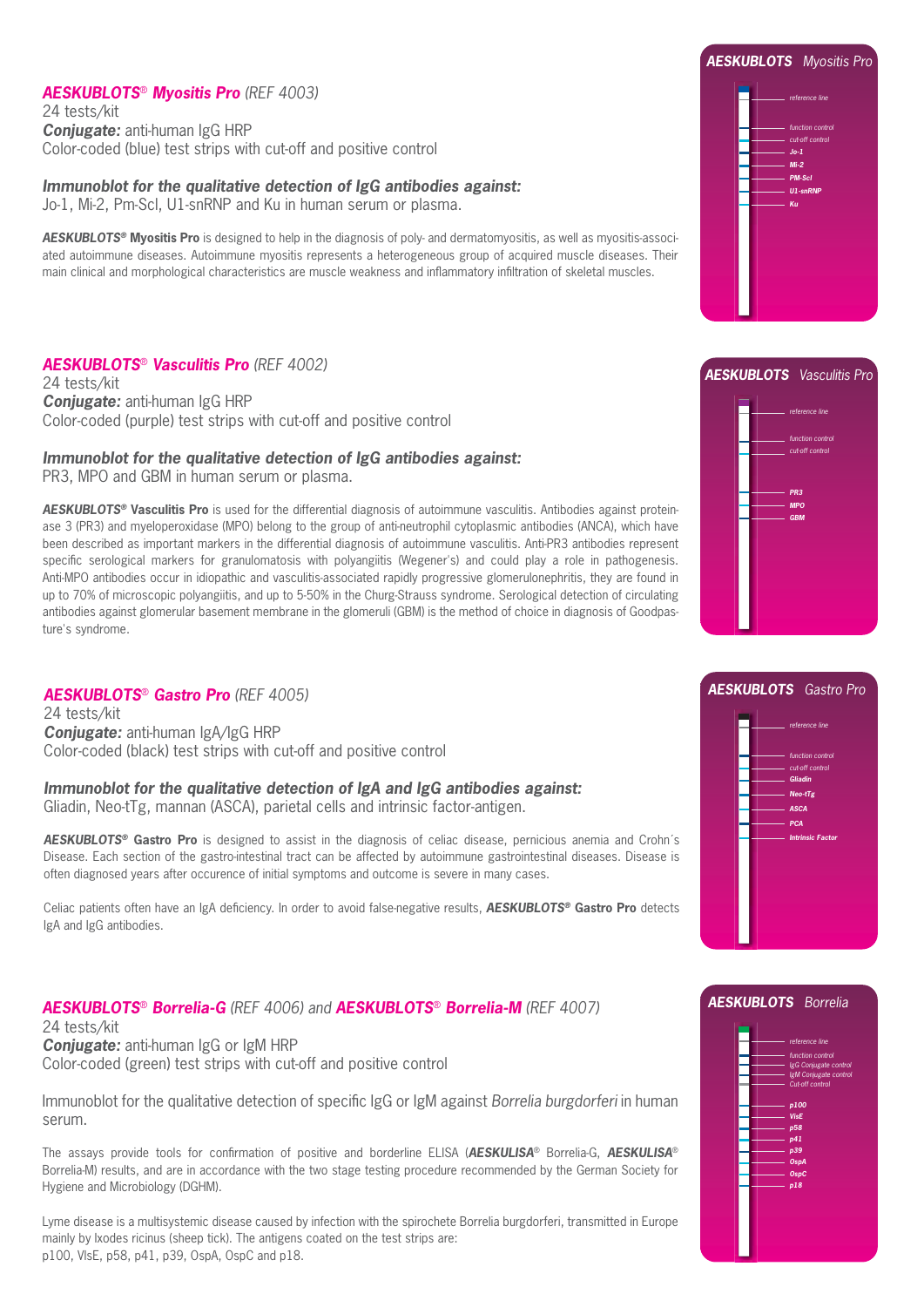## ***AESKUBLOTS® Myositis Pro*** *(REF 4003)*

24 tests/kit
***Conjugate:*** anti-human IgG HRP
Color-coded (blue) test strips with cut-off and positive control

### *Immunoblot for the qualitative detection of IgG antibodies against:*

Jo-1, Mi-2, Pm-Scl, U1-snRNP and Ku in human serum or plasma.

***AESKUBLOTS®* Myositis Pro** is designed to help in the diagnosis of poly- and dermatomyositis, as well as myositis-associated autoimmune diseases. Autoimmune myositis represents a heterogeneous group of acquired muscle diseases. Their main clinical and morphological characteristics are muscle weakness and inflammatory infiltration of skeletal muscles.

***AESKUBLOTS*** *Myositis Pro*

- *reference line*
- *function control*
- *cut-off control*
- ***Jo-1***
- ***Mi-2***
- ***PM-Scl***
- ***U1-snRNP***
- ***Ku***

## ***AESKUBLOTS® Vasculitis Pro*** *(REF 4002)*

24 tests/kit
***Conjugate:*** anti-human IgG HRP
Color-coded (purple) test strips with cut-off and positive control

### *Immunoblot for the qualitative detection of IgG antibodies against:*

PR3, MPO and GBM in human serum or plasma.

***AESKUBLOTS®* Vasculitis Pro** is used for the differential diagnosis of autoimmune vasculitis. Antibodies against proteinase 3 (PR3) and myeloperoxidase (MPO) belong to the group of anti-neutrophil cytoplasmic antibodies (ANCA), which have been described as important markers in the differential diagnosis of autoimmune vasculitis. Anti-PR3 antibodies represent specific serological markers for granulomatosis with polyangiitis (Wegener's) and could play a role in pathogenesis. Anti-MPO antibodies occur in idiopathic and vasculitis-associated rapidly progressive glomerulonephritis, they are found in up to 70% of microscopic polyangiitis, and up to 5-50% in the Churg-Strauss syndrome. Serological detection of circulating antibodies against glomerular basement membrane in the glomeruli (GBM) is the method of choice in diagnosis of Goodpasture's syndrome.

***AESKUBLOTS*** *Vasculitis Pro*

- *reference line*
- *function control*
- *cut-off control*
- ***PR3***
- ***MPO***
- ***GBM***

## ***AESKUBLOTS® Gastro Pro*** *(REF 4005)*

24 tests/kit
***Conjugate:*** anti-human IgA/IgG HRP
Color-coded (black) test strips with cut-off and positive control

### *Immunoblot for the qualitative detection of IgA and IgG antibodies against:*

Gliadin, Neo-tTg, mannan (ASCA), parietal cells and intrinsic factor-antigen.

***AESKUBLOTS®* Gastro Pro** is designed to assist in the diagnosis of celiac disease, pernicious anemia and Crohn´s Disease. Each section of the gastro-intestinal tract can be affected by autoimmune gastrointestinal diseases. Disease is often diagnosed years after occurence of initial symptoms and outcome is severe in many cases.

Celiac patients often have an IgA deficiency. In order to avoid false-negative results, ***AESKUBLOTS®* Gastro Pro** detects IgA and IgG antibodies.

***AESKUBLOTS*** *Gastro Pro*

- *reference line*
- *function control*
- *cut-off control*
- ***Gliadin***
- ***Neo-tTg***
- ***ASCA***
- ***PCA***
- ***Intrinsic Factor***

## ***AESKUBLOTS® Borrelia-G*** *(REF 4006) and* ***AESKUBLOTS® Borrelia-M*** *(REF 4007)*

24 tests/kit
***Conjugate:*** anti-human IgG or IgM HRP
Color-coded (green) test strips with cut-off and positive control

Immunoblot for the qualitative detection of specific IgG or IgM against *Borrelia burgdorferi* in human serum.

The assays provide tools for confirmation of positive and borderline ELISA (***AESKULISA®*** Borrelia-G, ***AESKULISA®*** Borrelia-M) results, and are in accordance with the two stage testing procedure recommended by the German Society for Hygiene and Microbiology (DGHM).

Lyme disease is a multisystemic disease caused by infection with the spirochete Borrelia burgdorferi, transmitted in Europe mainly by Ixodes ricinus (sheep tick). The antigens coated on the test strips are:
p100, VlsE, p58, p41, p39, OspA, OspC and p18.

***AESKUBLOTS*** *Borrelia*

- *reference line*
- *function control*
- *IgG Conjugate control*
- *IgM Conjugate control*
- *Cut-off control*
- ***p100***
- ***VlsE***
- ***p58***
- ***p41***
- ***p39***
- ***OspA***
- ***OspC***
- ***p18***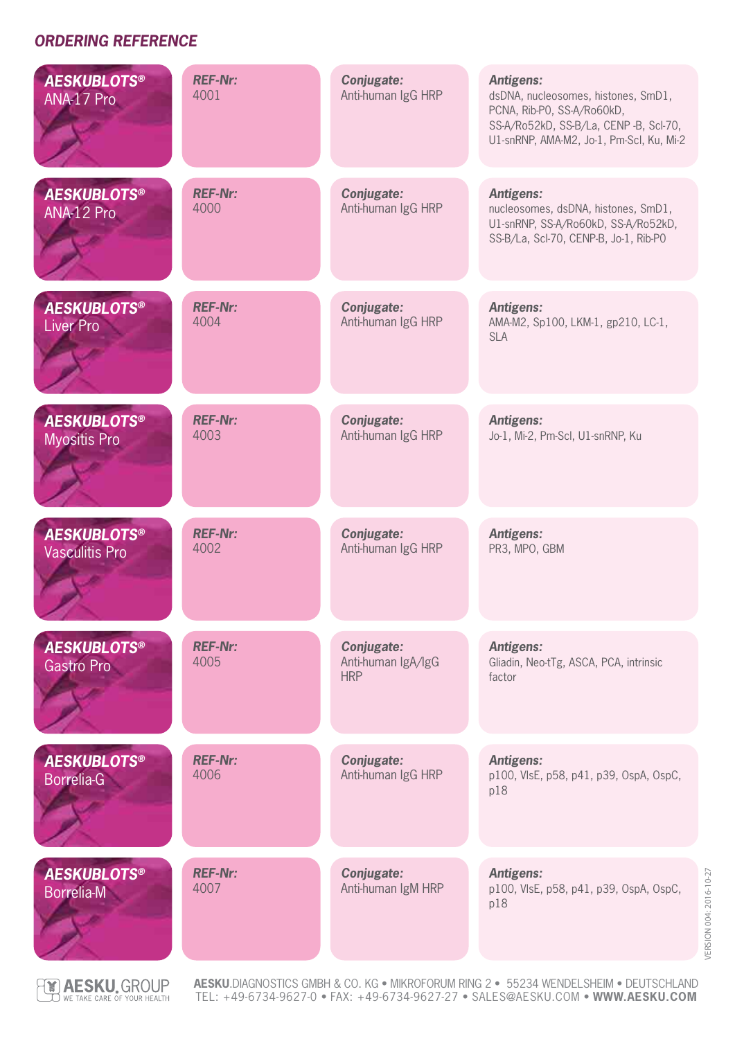## ORDERING REFERENCE

| | | | |
|---|---|---|---|
| **AESKUBLOTS®** ANA-17 Pro | **REF-Nr:** 4001 | **Conjugate:** Anti-human IgG HRP | **Antigens:** dsDNA, nucleosomes, histones, SmD1, PCNA, Rib-P0, SS-A/Ro60kD, SS-A/Ro52kD, SS-B/La, CENP -B, Scl-70, U1-snRNP, AMA-M2, Jo-1, Pm-Scl, Ku, Mi-2 |
| **AESKUBLOTS®** ANA-12 Pro | **REF-Nr:** 4000 | **Conjugate:** Anti-human IgG HRP | **Antigens:** nucleosomes, dsDNA, histones, SmD1, U1-snRNP, SS-A/Ro60kD, SS-A/Ro52kD, SS-B/La, Scl-70, CENP-B, Jo-1, Rib-P0 |
| **AESKUBLOTS®** Liver Pro | **REF-Nr:** 4004 | **Conjugate:** Anti-human IgG HRP | **Antigens:** AMA-M2, Sp100, LKM-1, gp210, LC-1, SLA |
| **AESKUBLOTS®** Myositis Pro | **REF-Nr:** 4003 | **Conjugate:** Anti-human IgG HRP | **Antigens:** Jo-1, Mi-2, Pm-Scl, U1-snRNP, Ku |
| **AESKUBLOTS®** Vasculitis Pro | **REF-Nr:** 4002 | **Conjugate:** Anti-human IgG HRP | **Antigens:** PR3, MPO, GBM |
| **AESKUBLOTS®** Gastro Pro | **REF-Nr:** 4005 | **Conjugate:** Anti-human IgA/IgG HRP | **Antigens:** Gliadin, Neo-tTg, ASCA, PCA, intrinsic factor |
| **AESKUBLOTS®** Borrelia-G | **REF-Nr:** 4006 | **Conjugate:** Anti-human IgG HRP | **Antigens:** p100, VlsE, p58, p41, p39, OspA, OspC, p18 |
| **AESKUBLOTS®** Borrelia-M | **REF-Nr:** 4007 | **Conjugate:** Anti-human IgM HRP | **Antigens:** p100, VlsE, p58, p41, p39, OspA, OspC, p18 |

VERSION 004: 2016-10-27

**AESKU**.GROUP
WE TAKE CARE OF YOUR HEALTH

**AESKU**.DIAGNOSTICS GMBH & CO. KG • MIKROFORUM RING 2 • 55234 WENDELSHEIM • DEUTSCHLAND
TEL: +49-6734-9627-0 • FAX: +49-6734-9627-27 • SALES@AESKU.COM • **WWW.AESKU.COM**